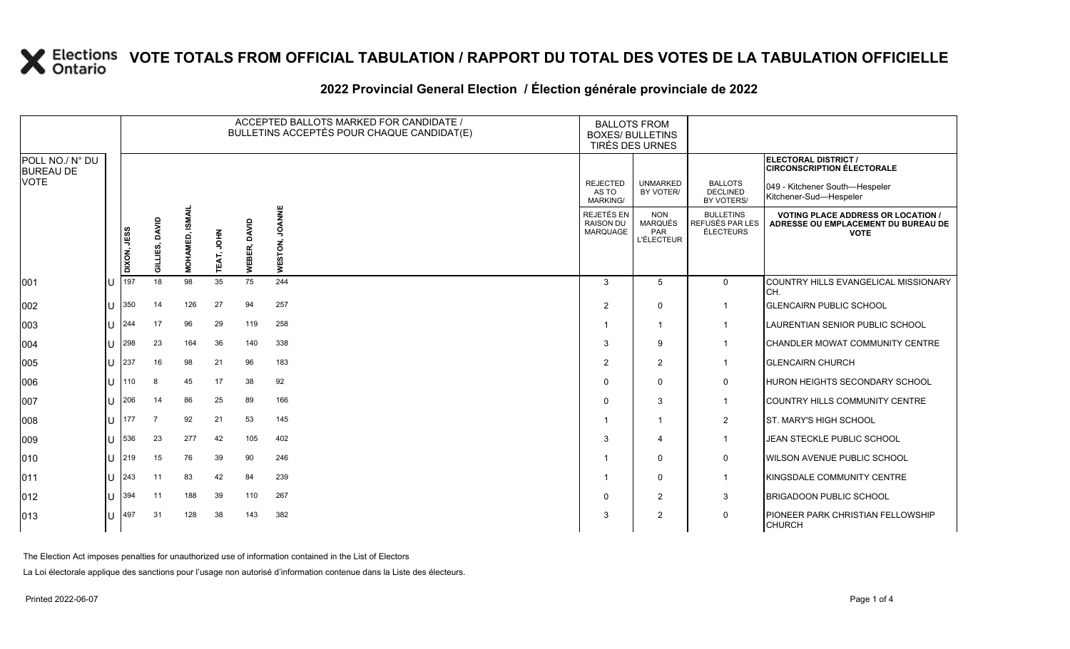# VOTE TOTALS FROM OFFICIAL TABULATION / RAPPORT DU TOTAL DES VOTES DE LA TABULATION OFFICIELLE

## 2022 Provincial General Election / Élection générale provinciale de 2022

ELECTORAL DISTRICT / CIRCONSCRIPTION ÉLECTORALE: 049 - Kitchener South—Hespeler / Kitchener-Sud—Hespeler

| POLL NO./ N° DU BUREAU DE VOTE | | DIXON, JESS | GILLIES, DAVID | MOHAMED, ISMAIL | TEAT, JOHN | WEBER, DAVID | WESTON, JOANNE | REJECTED AS TO MARKING/ REJETÉS EN RAISON DU MARQUAGE | UNMARKED BY VOTER/ NON MARQUÉS PAR L'ÉLECTEUR | BALLOTS DECLINED BY VOTERS/ BULLETINS REFUSÉS PAR LES ÉLECTEURS | VOTING PLACE ADDRESS OR LOCATION / ADRESSE OU EMPLACEMENT DU BUREAU DE VOTE |
|---|---|---|---|---|---|---|---|---|---|---|---|
| 001 | U | 197 | 18 | 98 | 35 | 75 | 244 | 3 | 5 | 0 | COUNTRY HILLS EVANGELICAL MISSIONARY CH. |
| 002 | U | 350 | 14 | 126 | 27 | 94 | 257 | 2 | 0 | 1 | GLENCAIRN PUBLIC SCHOOL |
| 003 | U | 244 | 17 | 96 | 29 | 119 | 258 | 1 | 1 | 1 | LAURENTIAN SENIOR PUBLIC SCHOOL |
| 004 | U | 298 | 23 | 164 | 36 | 140 | 338 | 3 | 9 | 1 | CHANDLER MOWAT COMMUNITY CENTRE |
| 005 | U | 237 | 16 | 98 | 21 | 96 | 183 | 2 | 2 | 1 | GLENCAIRN CHURCH |
| 006 | U | 110 | 8 | 45 | 17 | 38 | 92 | 0 | 0 | 0 | HURON HEIGHTS SECONDARY SCHOOL |
| 007 | U | 206 | 14 | 86 | 25 | 89 | 166 | 0 | 3 | 1 | COUNTRY HILLS COMMUNITY CENTRE |
| 008 | U | 177 | 7 | 92 | 21 | 53 | 145 | 1 | 1 | 2 | ST. MARY'S HIGH SCHOOL |
| 009 | U | 536 | 23 | 277 | 42 | 105 | 402 | 3 | 4 | 1 | JEAN STECKLE PUBLIC SCHOOL |
| 010 | U | 219 | 15 | 76 | 39 | 90 | 246 | 1 | 0 | 0 | WILSON AVENUE PUBLIC SCHOOL |
| 011 | U | 243 | 11 | 83 | 42 | 84 | 239 | 1 | 0 | 1 | KINGSDALE COMMUNITY CENTRE |
| 012 | U | 394 | 11 | 188 | 39 | 110 | 267 | 0 | 2 | 3 | BRIGADOON PUBLIC SCHOOL |
| 013 | U | 497 | 31 | 128 | 38 | 143 | 382 | 3 | 2 | 0 | PIONEER PARK CHRISTIAN FELLOWSHIP CHURCH |

The Election Act imposes penalties for unauthorized use of information contained in the List of Electors

La Loi électorale applique des sanctions pour l'usage non autorisé d'information contenue dans la Liste des électeurs.

Printed 2022-06-07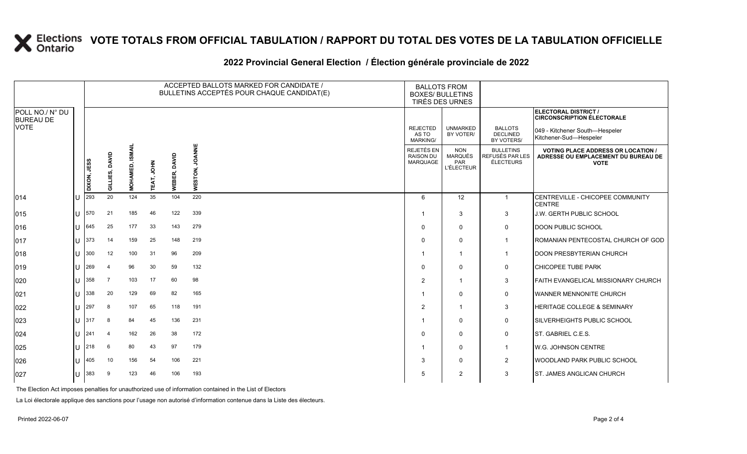# VOTE TOTALS FROM OFFICIAL TABULATION / RAPPORT DU TOTAL DES VOTES DE LA TABULATION OFFICIELLE

## 2022 Provincial General Election / Élection générale provinciale de 2022

ELECTORAL DISTRICT / CIRCONSCRIPTION ÉLECTORALE: 049 - Kitchener South—Hespeler / Kitchener-Sud—Hespeler

| POLL NO./ N° DU BUREAU DE VOTE | | ACCEPTED BALLOTS MARKED FOR CANDIDATE / BULLETINS ACCEPTÉS POUR CHAQUE CANDIDAT(E) | | | | | | BALLOTS FROM BOXES/ BULLETINS TIRÉS DES URNES | | | |
|---|---|---|---|---|---|---|---|---|---|---|---|
| | | DIXON, JESS | GILLIES, DAVID | MOHAMED, ISMAIL | TEAT, JOHN | WEBER, DAVID | WESTON, JOANNE | REJECTED AS TO MARKING/ REJETÉS EN RAISON DU MARQUAGE | UNMARKED BY VOTER/ NON MARQUÉS PAR L'ÉLECTEUR | BALLOTS DECLINED BY VOTERS/ BULLETINS REFUSÉS PAR LES ÉLECTEURS | VOTING PLACE ADDRESS OR LOCATION / ADRESSE OU EMPLACEMENT DU BUREAU DE VOTE |
| 014 | U | 293 | 20 | 124 | 35 | 104 | 220 | 6 | 12 | 1 | CENTREVILLE - CHICOPEE COMMUNITY CENTRE |
| 015 | U | 570 | 21 | 185 | 46 | 122 | 339 | 1 | 3 | 3 | J.W. GERTH PUBLIC SCHOOL |
| 016 | U | 645 | 25 | 177 | 33 | 143 | 279 | 0 | 0 | 0 | DOON PUBLIC SCHOOL |
| 017 | U | 373 | 14 | 159 | 25 | 148 | 219 | 0 | 0 | 1 | ROMANIAN PENTECOSTAL CHURCH OF GOD |
| 018 | U | 300 | 12 | 100 | 31 | 96 | 209 | 1 | 1 | 1 | DOON PRESBYTERIAN CHURCH |
| 019 | U | 269 | 4 | 96 | 30 | 59 | 132 | 0 | 0 | 0 | CHICOPEE TUBE PARK |
| 020 | U | 358 | 7 | 103 | 17 | 60 | 98 | 2 | 1 | 3 | FAITH EVANGELICAL MISSIONARY CHURCH |
| 021 | U | 338 | 20 | 129 | 69 | 82 | 165 | 1 | 0 | 0 | WANNER MENNONITE CHURCH |
| 022 | U | 297 | 8 | 107 | 65 | 118 | 191 | 2 | 1 | 3 | HERITAGE COLLEGE & SEMINARY |
| 023 | U | 317 | 8 | 84 | 45 | 136 | 231 | 1 | 0 | 0 | SILVERHEIGHTS PUBLIC SCHOOL |
| 024 | U | 241 | 4 | 162 | 26 | 38 | 172 | 0 | 0 | 0 | ST. GABRIEL C.E.S. |
| 025 | U | 218 | 6 | 80 | 43 | 97 | 179 | 1 | 0 | 1 | W.G. JOHNSON CENTRE |
| 026 | U | 405 | 10 | 156 | 54 | 106 | 221 | 3 | 0 | 2 | WOODLAND PARK PUBLIC SCHOOL |
| 027 | U | 383 | 9 | 123 | 46 | 106 | 193 | 5 | 2 | 3 | ST. JAMES ANGLICAN CHURCH |

The Election Act imposes penalties for unauthorized use of information contained in the List of Electors

La Loi électorale applique des sanctions pour l'usage non autorisé d'information contenue dans la Liste des électeurs.

Printed 2022-06-07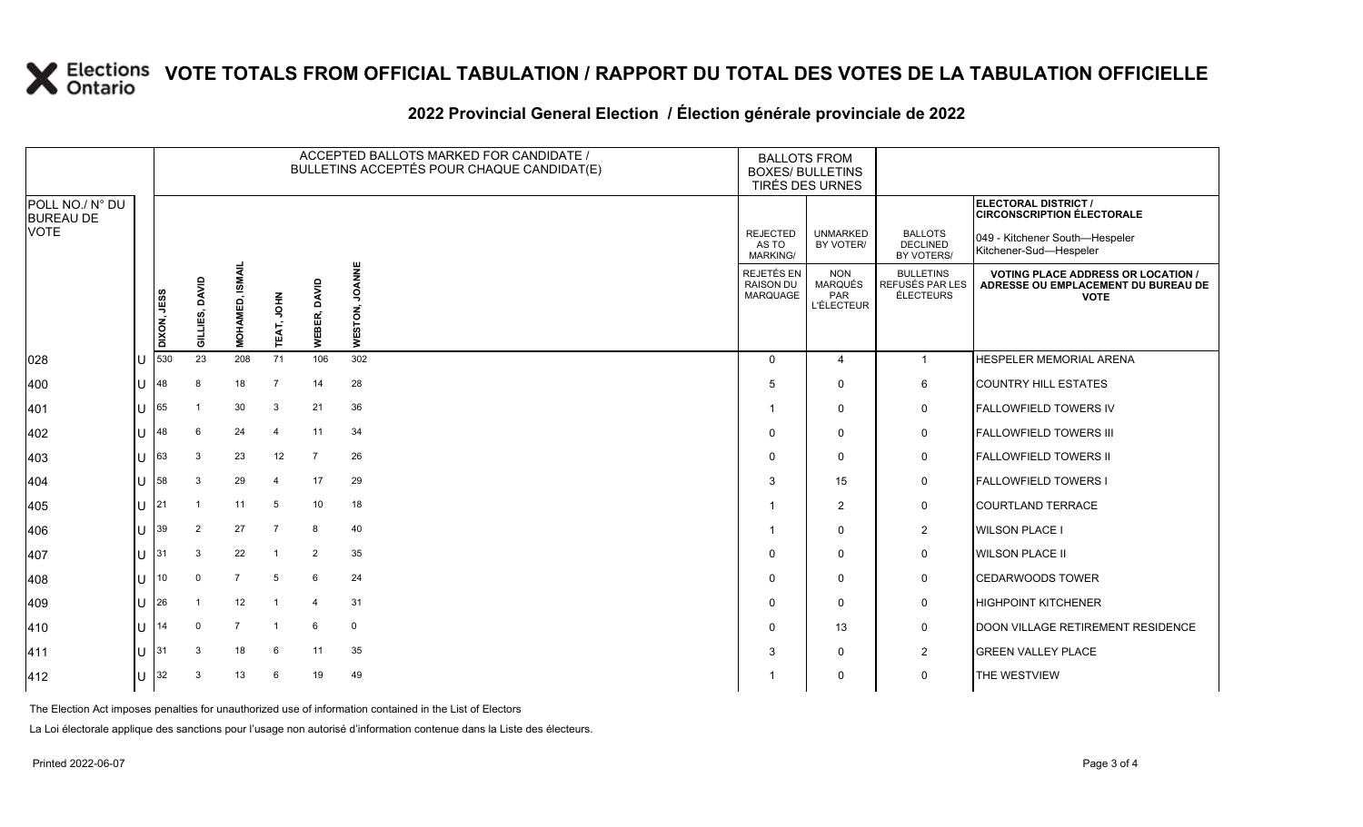# VOTE TOTALS FROM OFFICIAL TABULATION / RAPPORT DU TOTAL DES VOTES DE LA TABULATION OFFICIELLE

## 2022 Provincial General Election / Élection générale provinciale de 2022

ELECTORAL DISTRICT / CIRCONSCRIPTION ÉLECTORALE: 049 - Kitchener South—Hespeler / Kitchener-Sud—Hespeler

| POLL NO./ N° DU BUREAU DE VOTE | | ACCEPTED BALLOTS MARKED FOR CANDIDATE / BULLETINS ACCEPTÉS POUR CHAQUE CANDIDAT(E) | | | | | | BALLOTS FROM BOXES/ BULLETINS TIRÉS DES URNES | | | |
|---|---|---|---|---|---|---|---|---|---|---|---|
| | | DIXON, JESS | GILLIES, DAVID | MOHAMED, ISMAIL | TEAT, JOHN | WEBER, DAVID | WESTON, JOANNE | REJECTED AS TO MARKING/ REJETÉS EN RAISON DU MARQUAGE | UNMARKED BY VOTER/ NON MARQUÉS PAR L'ÉLECTEUR | BALLOTS DECLINED BY VOTERS/ BULLETINS REFUSÉS PAR LES ÉLECTEURS | VOTING PLACE ADDRESS OR LOCATION / ADRESSE OU EMPLACEMENT DU BUREAU DE VOTE |
| 028 | U | 530 | 23 | 208 | 71 | 106 | 302 | 0 | 4 | 1 | HESPELER MEMORIAL ARENA |
| 400 | U | 48 | 8 | 18 | 7 | 14 | 28 | 5 | 0 | 6 | COUNTRY HILL ESTATES |
| 401 | U | 65 | 1 | 30 | 3 | 21 | 36 | 1 | 0 | 0 | FALLOWFIELD TOWERS IV |
| 402 | U | 48 | 6 | 24 | 4 | 11 | 34 | 0 | 0 | 0 | FALLOWFIELD TOWERS III |
| 403 | U | 63 | 3 | 23 | 12 | 7 | 26 | 0 | 0 | 0 | FALLOWFIELD TOWERS II |
| 404 | U | 58 | 3 | 29 | 4 | 17 | 29 | 3 | 15 | 0 | FALLOWFIELD TOWERS I |
| 405 | U | 21 | 1 | 11 | 5 | 10 | 18 | 1 | 2 | 0 | COURTLAND TERRACE |
| 406 | U | 39 | 2 | 27 | 7 | 8 | 40 | 1 | 0 | 2 | WILSON PLACE I |
| 407 | U | 31 | 3 | 22 | 1 | 2 | 35 | 0 | 0 | 0 | WILSON PLACE II |
| 408 | U | 10 | 0 | 7 | 5 | 6 | 24 | 0 | 0 | 0 | CEDARWOODS TOWER |
| 409 | U | 26 | 1 | 12 | 1 | 4 | 31 | 0 | 0 | 0 | HIGHPOINT KITCHENER |
| 410 | U | 14 | 0 | 7 | 1 | 6 | 0 | 0 | 13 | 0 | DOON VILLAGE RETIREMENT RESIDENCE |
| 411 | U | 31 | 3 | 18 | 6 | 11 | 35 | 3 | 0 | 2 | GREEN VALLEY PLACE |
| 412 | U | 32 | 3 | 13 | 6 | 19 | 49 | 1 | 0 | 0 | THE WESTVIEW |

The Election Act imposes penalties for unauthorized use of information contained in the List of Electors

La Loi électorale applique des sanctions pour l'usage non autorisé d'information contenue dans la Liste des électeurs.

Printed 2022-06-07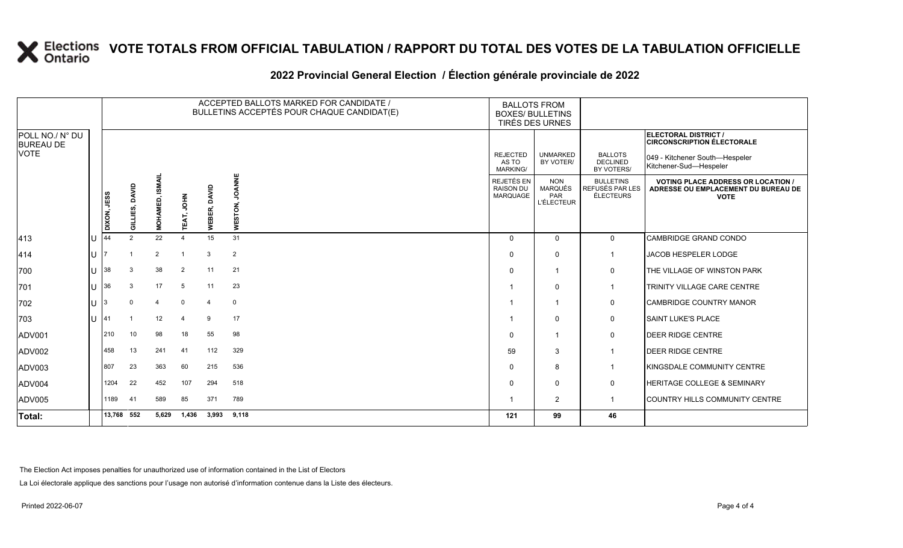# VOTE TOTALS FROM OFFICIAL TABULATION / RAPPORT DU TOTAL DES VOTES DE LA TABULATION OFFICIELLE

## 2022 Provincial General Election / Élection générale provinciale de 2022

ELECTORAL DISTRICT / CIRCONSCRIPTION ÉLECTORALE: 049 - Kitchener South—Hespeler / Kitchener-Sud—Hespeler

| POLL NO./ N° DU BUREAU DE VOTE | | ACCEPTED BALLOTS MARKED FOR CANDIDATE / BULLETINS ACCEPTÉS POUR CHAQUE CANDIDAT(E) | | | | | | BALLOTS FROM BOXES/ BULLETINS TIRÉS DES URNES | | | |
|---|---|---|---|---|---|---|---|---|---|---|---|
| | | DIXON, JESS | GILLIES, DAVID | MOHAMED, ISMAIL | TEAT, JOHN | WEBER, DAVID | WESTON, JOANNE | REJECTED AS TO MARKING/ REJETÉS EN RAISON DU MARQUAGE | UNMARKED BY VOTER/ NON MARQUÉS PAR L'ÉLECTEUR | BALLOTS DECLINED BY VOTERS/ BULLETINS REFUSÉS PAR LES ÉLECTEURS | VOTING PLACE ADDRESS OR LOCATION / ADRESSE OU EMPLACEMENT DU BUREAU DE VOTE |
| 413 | U | 44 | 2 | 22 | 4 | 15 | 31 | 0 | 0 | 0 | CAMBRIDGE GRAND CONDO |
| 414 | U | 7 | 1 | 2 | 1 | 3 | 2 | 0 | 0 | 1 | JACOB HESPELER LODGE |
| 700 | U | 38 | 3 | 38 | 2 | 11 | 21 | 0 | 1 | 0 | THE VILLAGE OF WINSTON PARK |
| 701 | U | 36 | 3 | 17 | 5 | 11 | 23 | 1 | 0 | 1 | TRINITY VILLAGE CARE CENTRE |
| 702 | U | 3 | 0 | 4 | 0 | 4 | 0 | 1 | 1 | 0 | CAMBRIDGE COUNTRY MANOR |
| 703 | U | 41 | 1 | 12 | 4 | 9 | 17 | 1 | 0 | 0 | SAINT LUKE'S PLACE |
| ADV001 | | 210 | 10 | 98 | 18 | 55 | 98 | 0 | 1 | 0 | DEER RIDGE CENTRE |
| ADV002 | | 458 | 13 | 241 | 41 | 112 | 329 | 59 | 3 | 1 | DEER RIDGE CENTRE |
| ADV003 | | 807 | 23 | 363 | 60 | 215 | 536 | 0 | 8 | 1 | KINGSDALE COMMUNITY CENTRE |
| ADV004 | | 1204 | 22 | 452 | 107 | 294 | 518 | 0 | 0 | 0 | HERITAGE COLLEGE & SEMINARY |
| ADV005 | | 1189 | 41 | 589 | 85 | 371 | 789 | 1 | 2 | 1 | COUNTRY HILLS COMMUNITY CENTRE |
| **Total:** | | **13,768** | **552** | **5,629** | **1,436** | **3,993** | **9,118** | **121** | **99** | **46** | |

The Election Act imposes penalties for unauthorized use of information contained in the List of Electors

La Loi électorale applique des sanctions pour l'usage non autorisé d'information contenue dans la Liste des électeurs.

Printed 2022-06-07